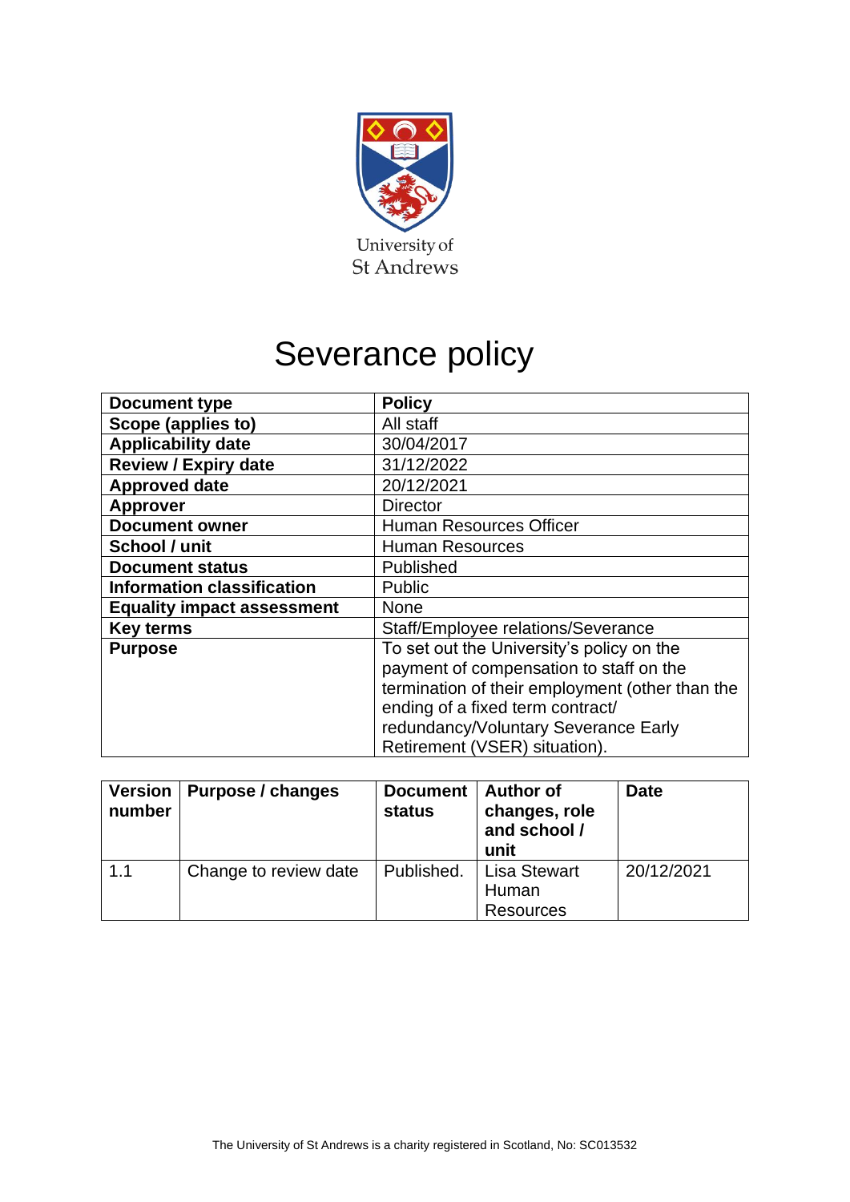University of St Andrews

# Severance policy

| Document type | Policy |
|---|---|
| Scope (applies to) | All staff |
| Applicability date | 30/04/2017 |
| Review / Expiry date | 31/12/2022 |
| Approved date | 20/12/2021 |
| Approver | Director |
| Document owner | Human Resources Officer |
| School / unit | Human Resources |
| Document status | Published |
| Information classification | Public |
| Equality impact assessment | None |
| Key terms | Staff/Employee relations/Severance |
| Purpose | To set out the University's policy on the payment of compensation to staff on the termination of their employment (other than the ending of a fixed term contract/ redundancy/Voluntary Severance Early Retirement (VSER) situation). |

| Version number | Purpose / changes | Document status | Author of changes, role and school / unit | Date |
|---|---|---|---|---|
| 1.1 | Change to review date | Published. | Lisa Stewart Human Resources | 20/12/2021 |

The University of St Andrews is a charity registered in Scotland, No: SC013532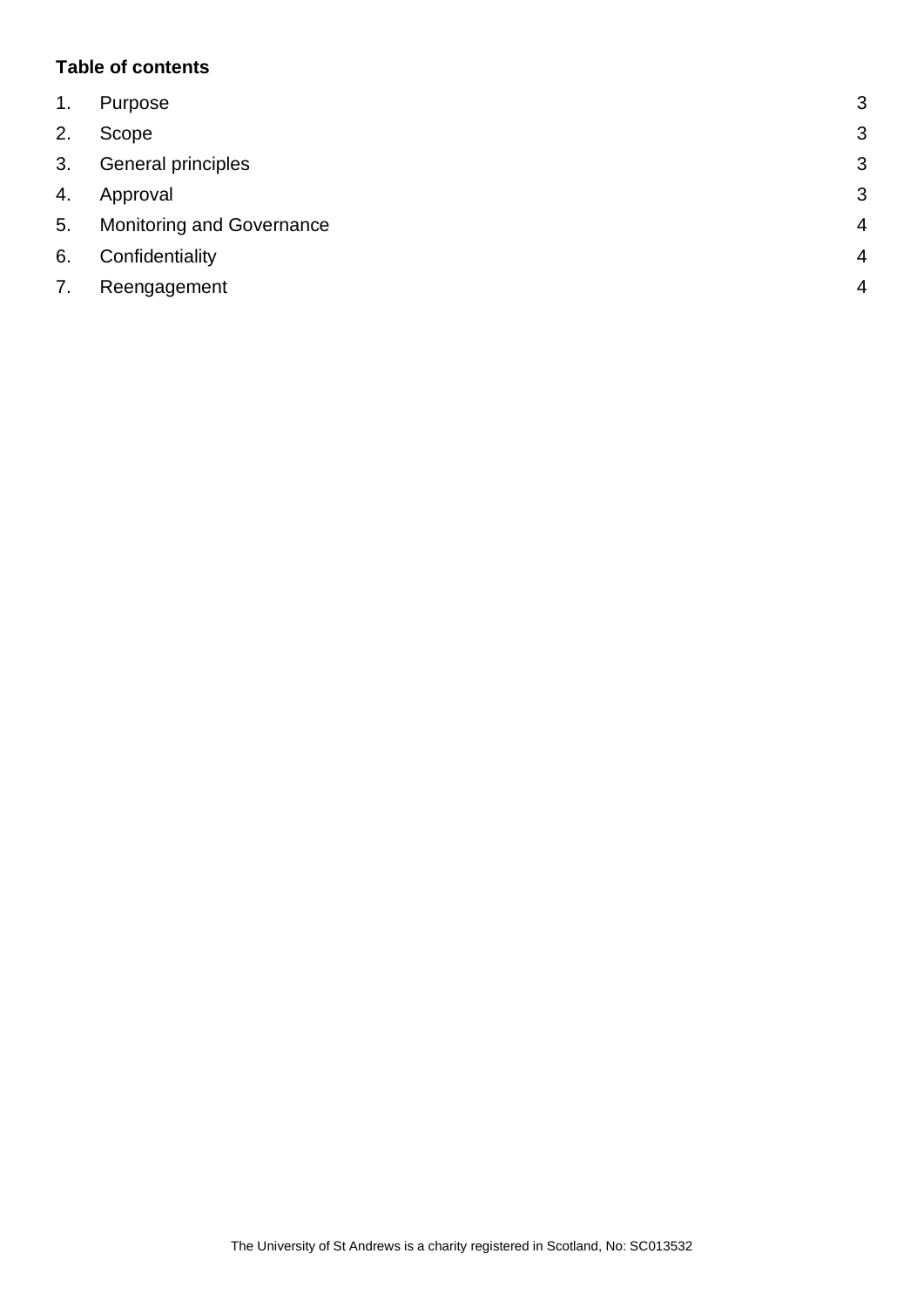**Table of contents**

| | | |
|---|---|---|
| 1. | Purpose | 3 |
| 2. | Scope | 3 |
| 3. | General principles | 3 |
| 4. | Approval | 3 |
| 5. | Monitoring and Governance | 4 |
| 6. | Confidentiality | 4 |
| 7. | Reengagement | 4 |

The University of St Andrews is a charity registered in Scotland, No: SC013532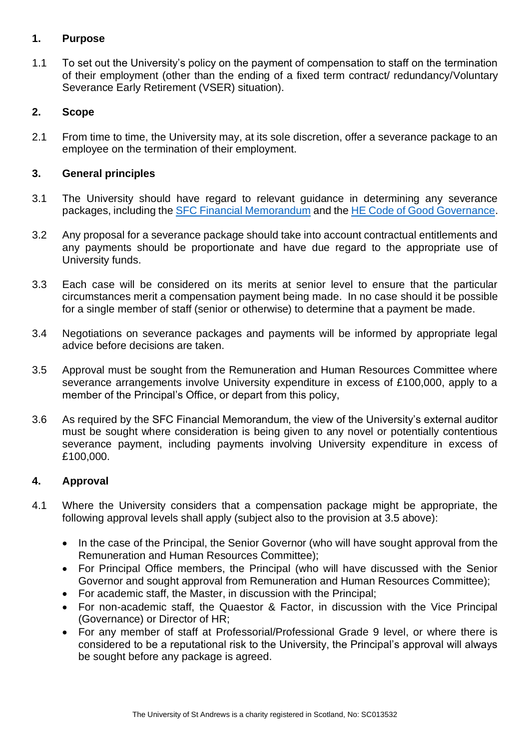## 1. Purpose

1.1 To set out the University's policy on the payment of compensation to staff on the termination of their employment (other than the ending of a fixed term contract/ redundancy/Voluntary Severance Early Retirement (VSER) situation).

## 2. Scope

2.1 From time to time, the University may, at its sole discretion, offer a severance package to an employee on the termination of their employment.

## 3. General principles

3.1 The University should have regard to relevant guidance in determining any severance packages, including the SFC Financial Memorandum and the HE Code of Good Governance.

3.2 Any proposal for a severance package should take into account contractual entitlements and any payments should be proportionate and have due regard to the appropriate use of University funds.

3.3 Each case will be considered on its merits at senior level to ensure that the particular circumstances merit a compensation payment being made. In no case should it be possible for a single member of staff (senior or otherwise) to determine that a payment be made.

3.4 Negotiations on severance packages and payments will be informed by appropriate legal advice before decisions are taken.

3.5 Approval must be sought from the Remuneration and Human Resources Committee where severance arrangements involve University expenditure in excess of £100,000, apply to a member of the Principal's Office, or depart from this policy,

3.6 As required by the SFC Financial Memorandum, the view of the University's external auditor must be sought where consideration is being given to any novel or potentially contentious severance payment, including payments involving University expenditure in excess of £100,000.

## 4. Approval

4.1 Where the University considers that a compensation package might be appropriate, the following approval levels shall apply (subject also to the provision at 3.5 above):

- In the case of the Principal, the Senior Governor (who will have sought approval from the Remuneration and Human Resources Committee);
- For Principal Office members, the Principal (who will have discussed with the Senior Governor and sought approval from Remuneration and Human Resources Committee);
- For academic staff, the Master, in discussion with the Principal;
- For non-academic staff, the Quaestor & Factor, in discussion with the Vice Principal (Governance) or Director of HR;
- For any member of staff at Professorial/Professional Grade 9 level, or where there is considered to be a reputational risk to the University, the Principal's approval will always be sought before any package is agreed.

The University of St Andrews is a charity registered in Scotland, No: SC013532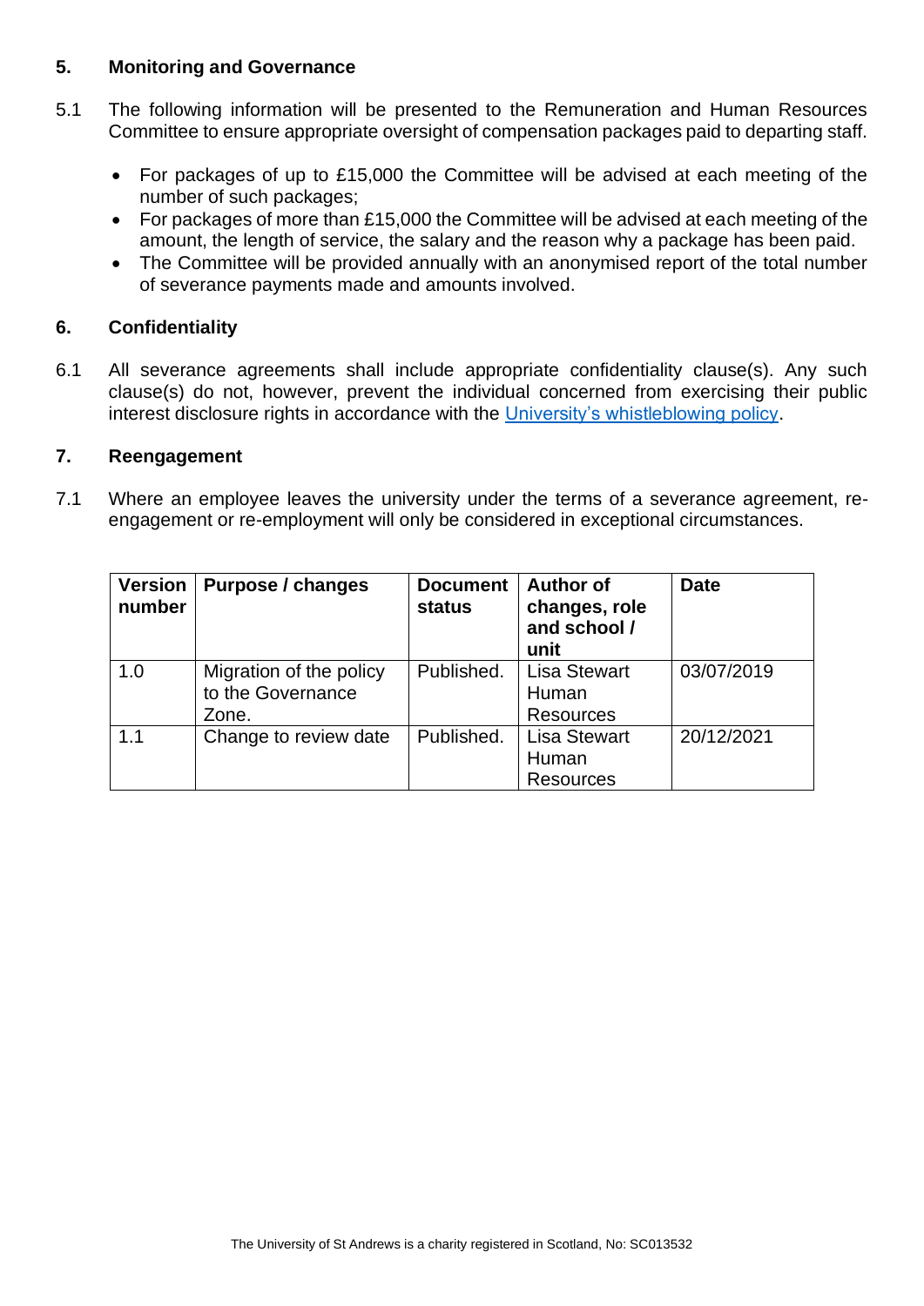## 5. Monitoring and Governance

5.1 The following information will be presented to the Remuneration and Human Resources Committee to ensure appropriate oversight of compensation packages paid to departing staff.

- For packages of up to £15,000 the Committee will be advised at each meeting of the number of such packages;
- For packages of more than £15,000 the Committee will be advised at each meeting of the amount, the length of service, the salary and the reason why a package has been paid.
- The Committee will be provided annually with an anonymised report of the total number of severance payments made and amounts involved.

## 6. Confidentiality

6.1 All severance agreements shall include appropriate confidentiality clause(s). Any such clause(s) do not, however, prevent the individual concerned from exercising their public interest disclosure rights in accordance with the University's whistleblowing policy.

## 7. Reengagement

7.1 Where an employee leaves the university under the terms of a severance agreement, re-engagement or re-employment will only be considered in exceptional circumstances.

| Version number | Purpose / changes | Document status | Author of changes, role and school / unit | Date |
|---|---|---|---|---|
| 1.0 | Migration of the policy to the Governance Zone. | Published. | Lisa Stewart Human Resources | 03/07/2019 |
| 1.1 | Change to review date | Published. | Lisa Stewart Human Resources | 20/12/2021 |

The University of St Andrews is a charity registered in Scotland, No: SC013532